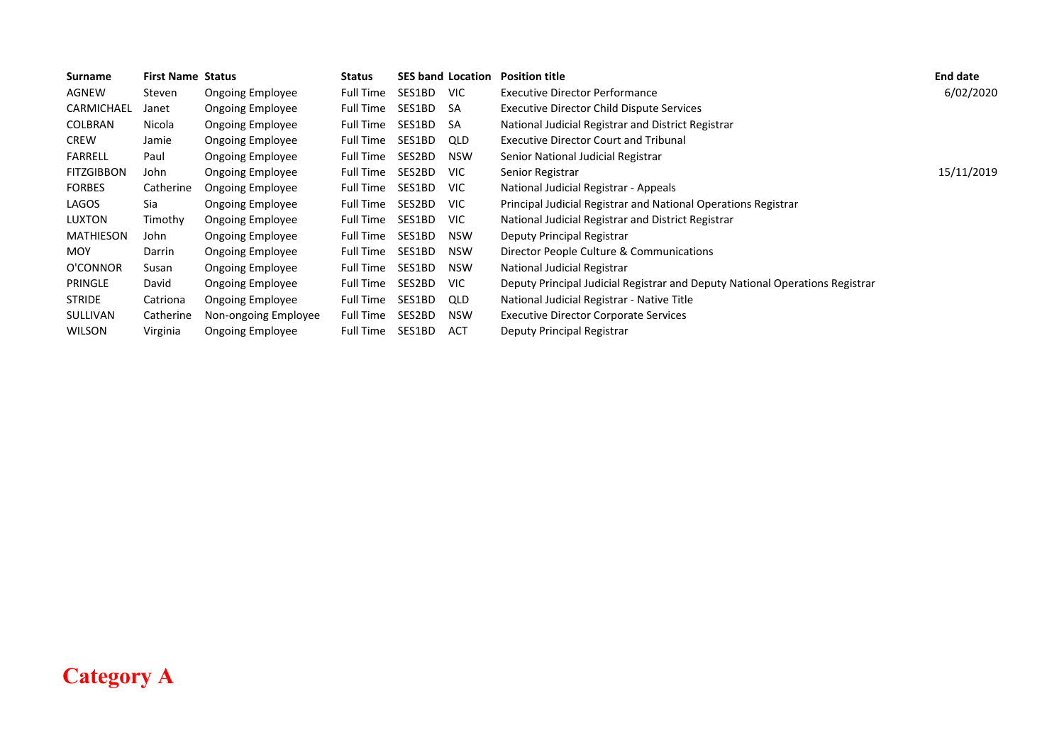| Surname | First Name | Status | Status | SES band | Location | Position title | End date |
| --- | --- | --- | --- | --- | --- | --- | --- |
| AGNEW | Steven | Ongoing Employee | Full Time | SES1BD | VIC | Executive Director Performance | 6/02/2020 |
| CARMICHAEL | Janet | Ongoing Employee | Full Time | SES1BD | SA | Executive Director Child Dispute Services | |
| COLBRAN | Nicola | Ongoing Employee | Full Time | SES1BD | SA | National Judicial Registrar and District Registrar | |
| CREW | Jamie | Ongoing Employee | Full Time | SES1BD | QLD | Executive Director Court and Tribunal | |
| FARRELL | Paul | Ongoing Employee | Full Time | SES2BD | NSW | Senior National Judicial Registrar | |
| FITZGIBBON | John | Ongoing Employee | Full Time | SES2BD | VIC | Senior Registrar | 15/11/2019 |
| FORBES | Catherine | Ongoing Employee | Full Time | SES1BD | VIC | National Judicial Registrar - Appeals | |
| LAGOS | Sia | Ongoing Employee | Full Time | SES2BD | VIC | Principal Judicial Registrar and National Operations Registrar | |
| LUXTON | Timothy | Ongoing Employee | Full Time | SES1BD | VIC | National Judicial Registrar and District Registrar | |
| MATHIESON | John | Ongoing Employee | Full Time | SES1BD | NSW | Deputy Principal Registrar | |
| MOY | Darrin | Ongoing Employee | Full Time | SES1BD | NSW | Director People Culture & Communications | |
| O'CONNOR | Susan | Ongoing Employee | Full Time | SES1BD | NSW | National Judicial Registrar | |
| PRINGLE | David | Ongoing Employee | Full Time | SES2BD | VIC | Deputy Principal Judicial Registrar and Deputy National Operations Registrar | |
| STRIDE | Catriona | Ongoing Employee | Full Time | SES1BD | QLD | National Judicial Registrar - Native Title | |
| SULLIVAN | Catherine | Non-ongoing Employee | Full Time | SES2BD | NSW | Executive Director Corporate Services | |
| WILSON | Virginia | Ongoing Employee | Full Time | SES1BD | ACT | Deputy Principal Registrar | |

**Category A**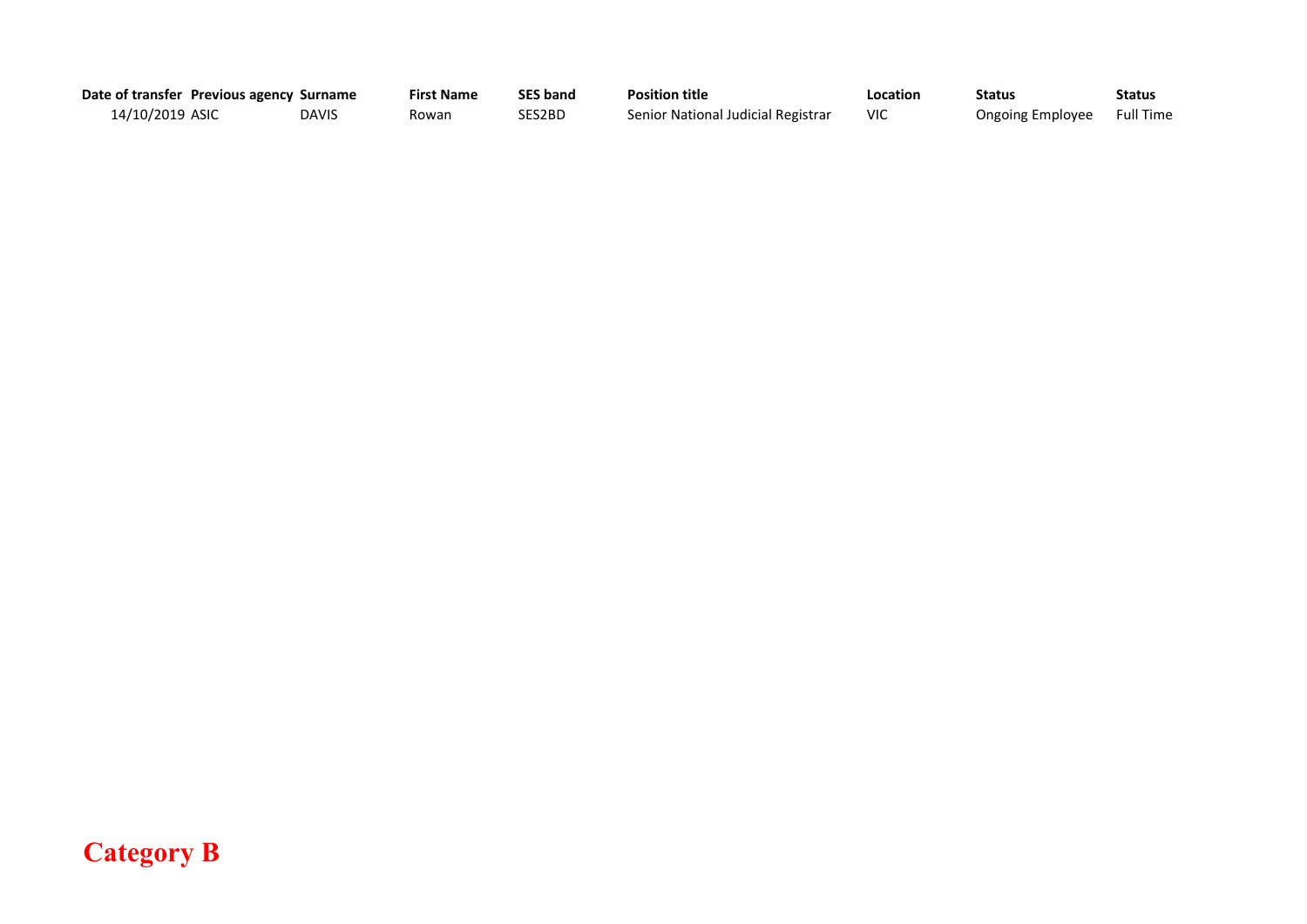| Date of transfer | Previous agency | Surname | First Name | SES band | Position title | Location | Status | Status |
|---|---|---|---|---|---|---|---|---|
| 14/10/2019 | ASIC | DAVIS | Rowan | SES2BD | Senior National Judicial Registrar | VIC | Ongoing Employee | Full Time |

**Category B**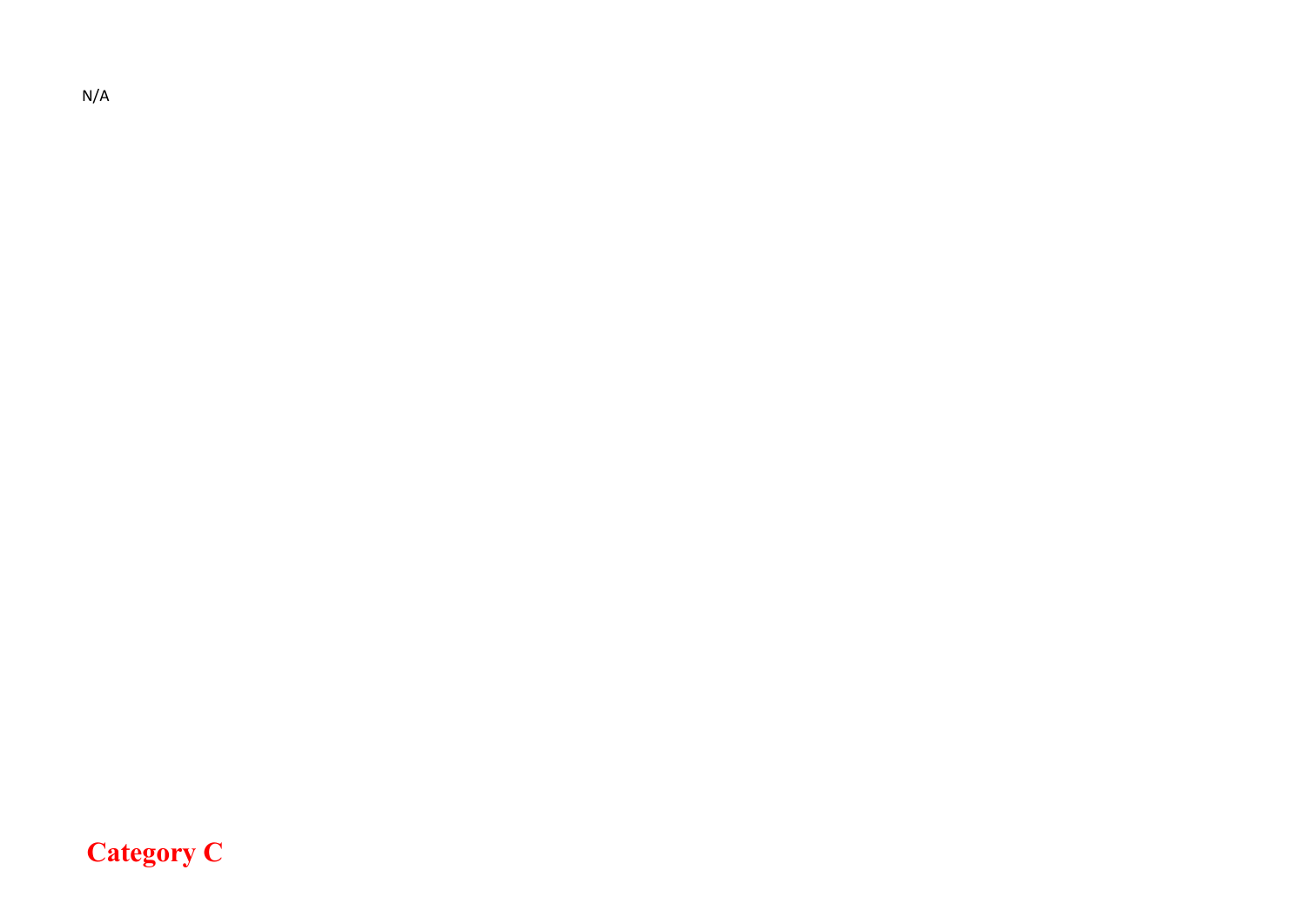N/A

## Category C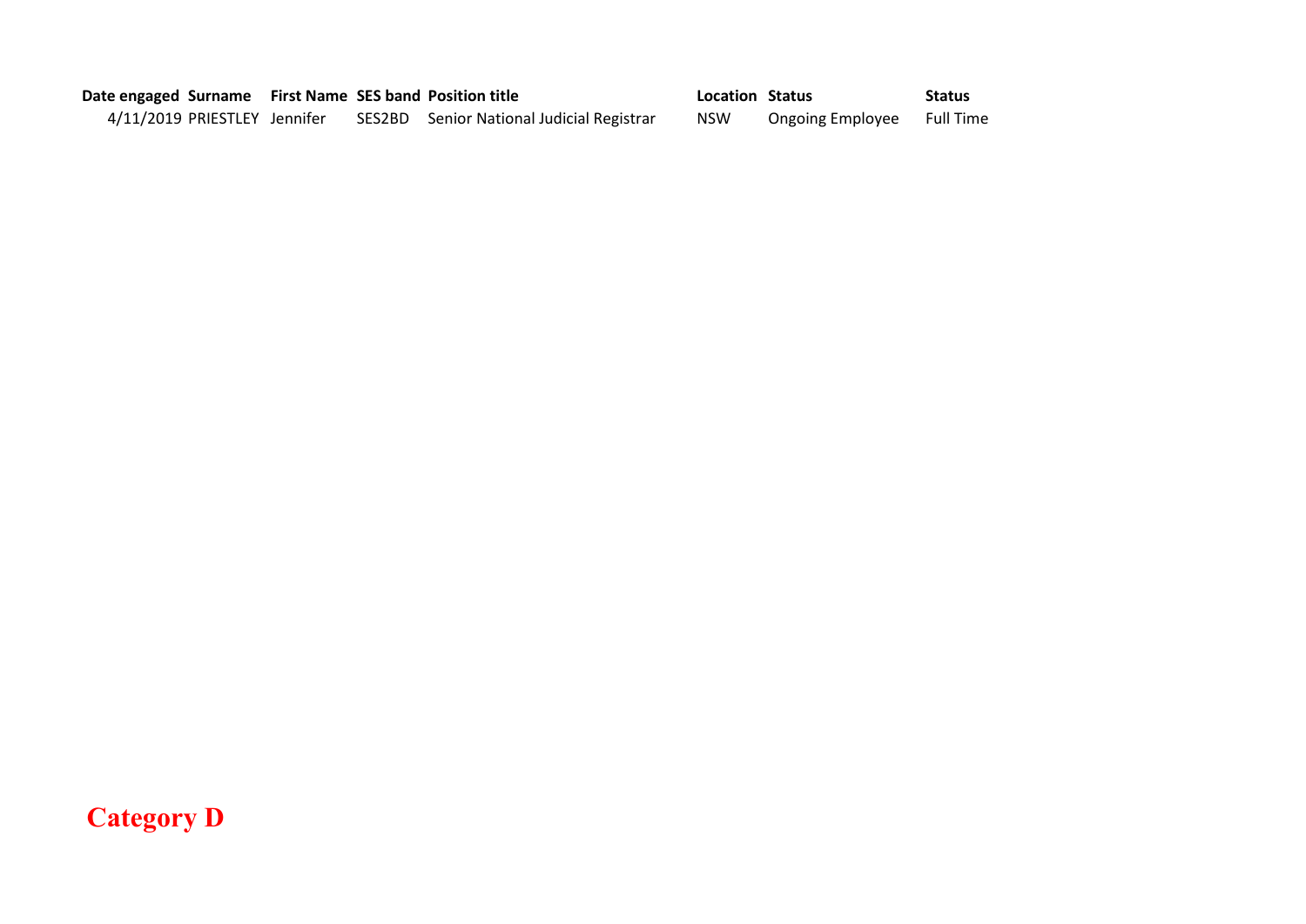| Date engaged | Surname | First Name | SES band | Position title | Location | Status | Status |
|---|---|---|---|---|---|---|---|
| 4/11/2019 | PRIESTLEY | Jennifer | SES2BD | Senior National Judicial Registrar | NSW | Ongoing Employee | Full Time |

**Category D**